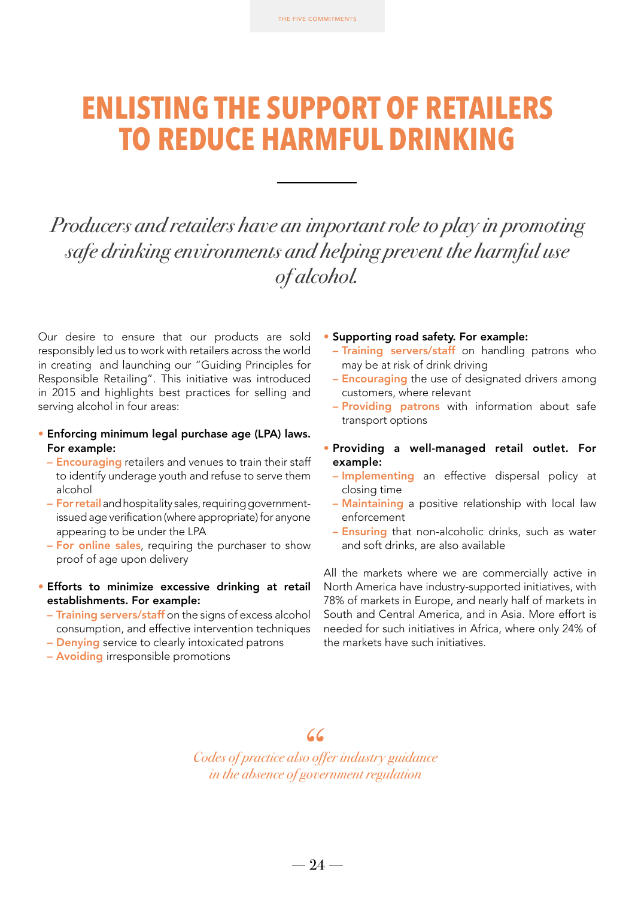# ENLISTING THE SUPPORT OF RETAILERS TO REDUCE HARMFUL DRINKING

*Producers and retailers have an important role to play in promoting safe drinking environments and helping prevent the harmful use of alcohol.*

Our desire to ensure that our products are sold responsibly led us to work with retailers across the world in creating and launching our "Guiding Principles for Responsible Retailing". This initiative was introduced in 2015 and highlights best practices for selling and serving alcohol in four areas:

- **Enforcing minimum legal purchase age (LPA) laws. For example:**
  - Encouraging retailers and venues to train their staff to identify underage youth and refuse to serve them alcohol
  - For retail and hospitality sales, requiring government-issued age verification (where appropriate) for anyone appearing to be under the LPA
  - For online sales, requiring the purchaser to show proof of age upon delivery
- **Efforts to minimize excessive drinking at retail establishments. For example:**
  - Training servers/staff on the signs of excess alcohol consumption, and effective intervention techniques
  - Denying service to clearly intoxicated patrons
  - Avoiding irresponsible promotions
- **Supporting road safety. For example:**
  - Training servers/staff on handling patrons who may be at risk of drink driving
  - Encouraging the use of designated drivers among customers, where relevant
  - Providing patrons with information about safe transport options
- **Providing a well-managed retail outlet. For example:**
  - Implementing an effective dispersal policy at closing time
  - Maintaining a positive relationship with local law enforcement
  - Ensuring that non-alcoholic drinks, such as water and soft drinks, are also available

All the markets where we are commercially active in North America have industry-supported initiatives, with 78% of markets in Europe, and nearly half of markets in South and Central America, and in Asia. More effort is needed for such initiatives in Africa, where only 24% of the markets have such initiatives.

> *"Codes of practice also offer industry guidance in the absence of government regulation*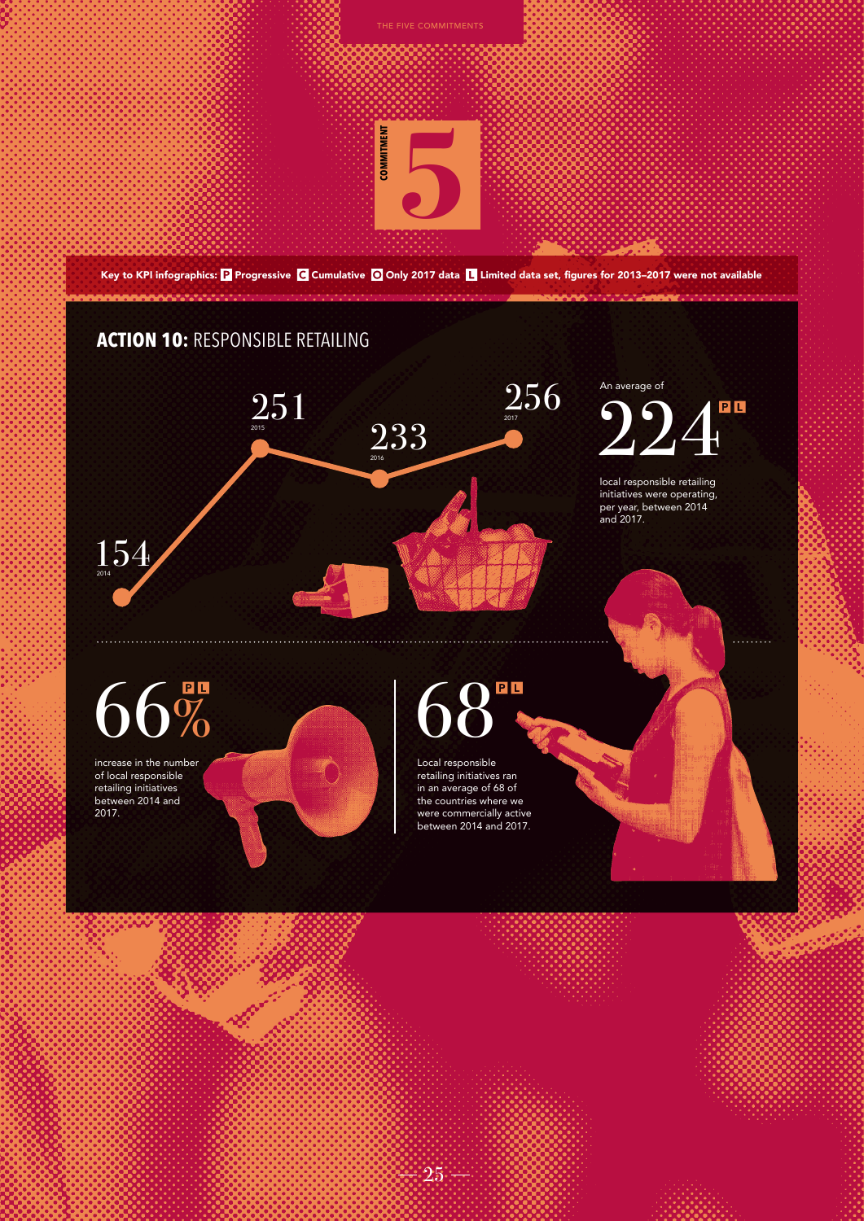COMMITMENT 5

Key to KPI infographics: **P** Progressive **C** Cumulative **O** Only 2017 data **L** Limited data set, figures for 2013–2017 were not available

## ACTION 10: RESPONSIBLE RETAILING

| Year | Local responsible retailing initiatives |
| --- | --- |
| 2014 | 154 |
| 2015 | 251 |
| 2016 | 233 |
| 2017 | 256 |

An average of **224** P L local responsible retailing initiatives were operating, per year, between 2014 and 2017.

**66%** P L increase in the number of local responsible retailing initiatives between 2014 and 2017.

**68** P L Local responsible retailing initiatives ran in an average of 68 of the countries where we were commercially active between 2014 and 2017.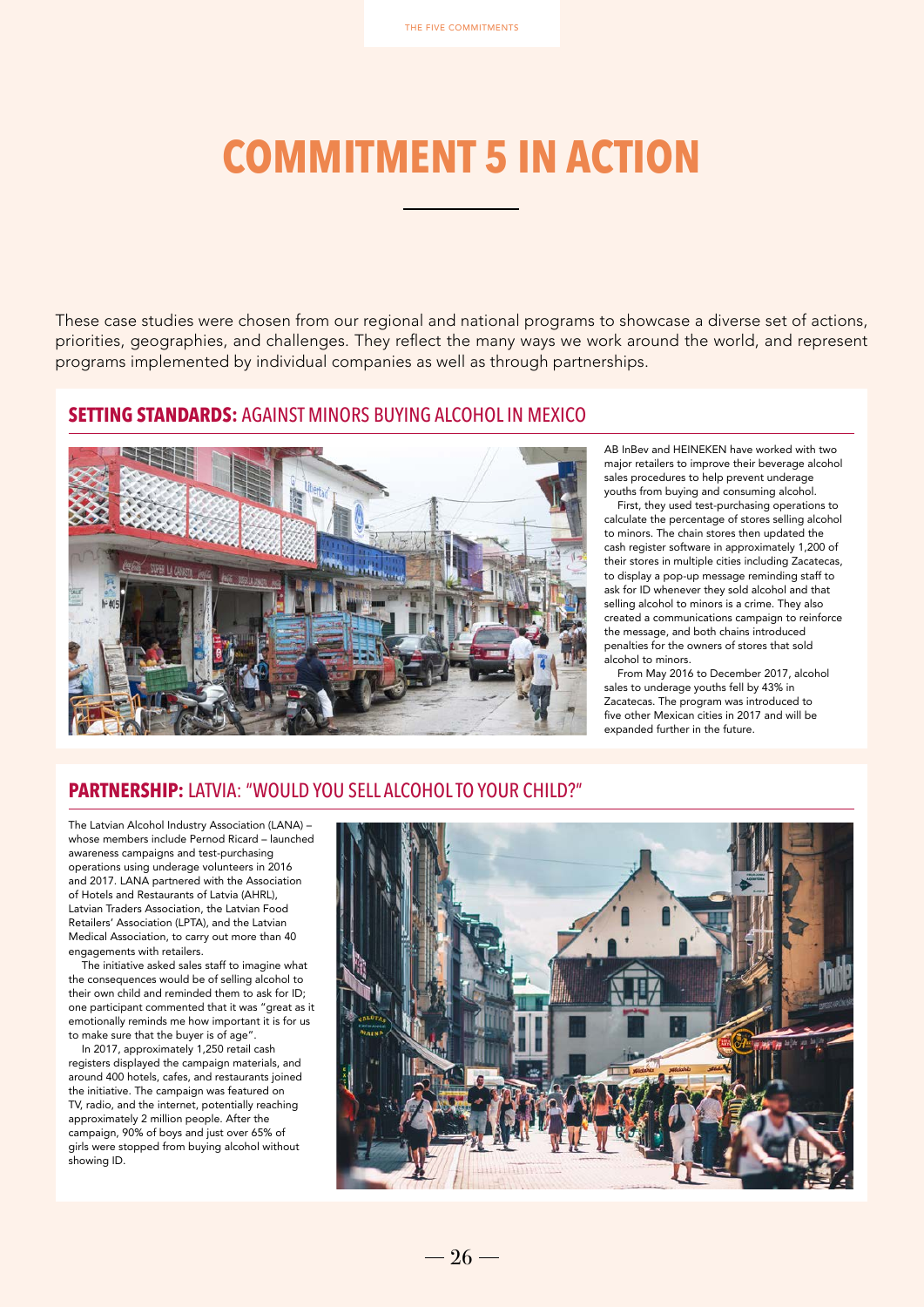# COMMITMENT 5 IN ACTION

These case studies were chosen from our regional and national programs to showcase a diverse set of actions, priorities, geographies, and challenges. They reflect the many ways we work around the world, and represent programs implemented by individual companies as well as through partnerships.

## SETTING STANDARDS: AGAINST MINORS BUYING ALCOHOL IN MEXICO

AB InBev and HEINEKEN have worked with two major retailers to improve their beverage alcohol sales procedures to help prevent underage youths from buying and consuming alcohol.

First, they used test-purchasing operations to calculate the percentage of stores selling alcohol to minors. The chain stores then updated the cash register software in approximately 1,200 of their stores in multiple cities including Zacatecas, to display a pop-up message reminding staff to ask for ID whenever they sold alcohol and that selling alcohol to minors is a crime. They also created a communications campaign to reinforce the message, and both chains introduced penalties for the owners of stores that sold alcohol to minors.

From May 2016 to December 2017, alcohol sales to underage youths fell by 43% in Zacatecas. The program was introduced to five other Mexican cities in 2017 and will be expanded further in the future.

## PARTNERSHIP: LATVIA: "WOULD YOU SELL ALCOHOL TO YOUR CHILD?"

The Latvian Alcohol Industry Association (LANA) – whose members include Pernod Ricard – launched awareness campaigns and test-purchasing operations using underage volunteers in 2016 and 2017. LANA partnered with the Association of Hotels and Restaurants of Latvia (AHRL), Latvian Traders Association, the Latvian Food Retailers' Association (LPTA), and the Latvian Medical Association, to carry out more than 40 engagements with retailers.

The initiative asked sales staff to imagine what the consequences would be of selling alcohol to their own child and reminded them to ask for ID; one participant commented that it was "great as it emotionally reminds me how important it is for us to make sure that the buyer is of age".

In 2017, approximately 1,250 retail cash registers displayed the campaign materials, and around 400 hotels, cafes, and restaurants joined the initiative. The campaign was featured on TV, radio, and the internet, potentially reaching approximately 2 million people. After the campaign, 90% of boys and just over 65% of girls were stopped from buying alcohol without showing ID.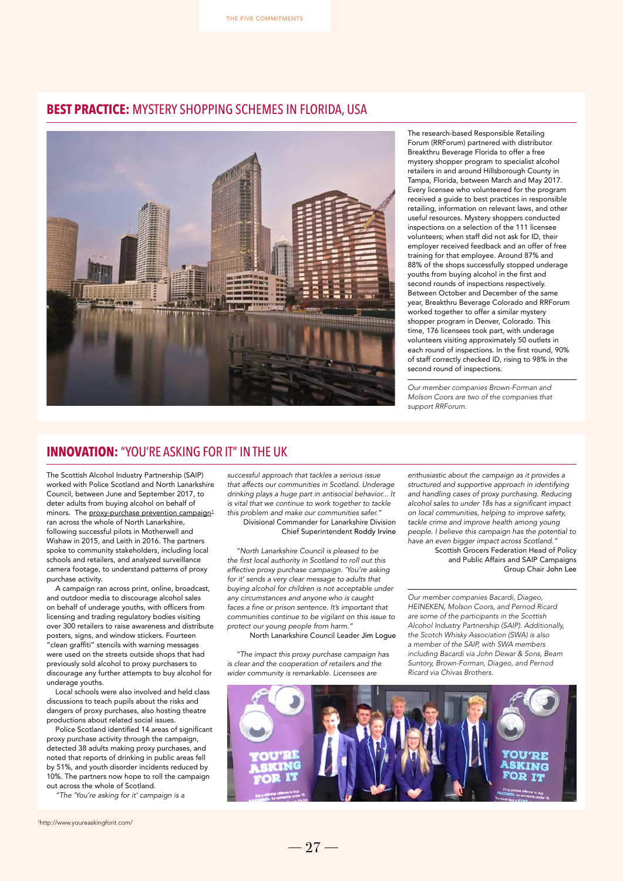## BEST PRACTICE: MYSTERY SHOPPING SCHEMES IN FLORIDA, USA

The research-based Responsible Retailing Forum (RRForum) partnered with distributor Breakthru Beverage Florida to offer a free mystery shopper program to specialist alcohol retailers in and around Hillsborough County in Tampa, Florida, between March and May 2017. Every licensee who volunteered for the program received a guide to best practices in responsible retailing, information on relevant laws, and other useful resources. Mystery shoppers conducted inspections on a selection of the 111 licensee volunteers; when staff did not ask for ID, their employer received feedback and an offer of free training for that employee. Around 87% and 88% of the shops successfully stopped underage youths from buying alcohol in the first and second rounds of inspections respectively. Between October and December of the same year, Breakthru Beverage Colorado and RRForum worked together to offer a similar mystery shopper program in Denver, Colorado. This time, 176 licensees took part, with underage volunteers visiting approximately 50 outlets in each round of inspections. In the first round, 90% of staff correctly checked ID, rising to 98% in the second round of inspections.

*Our member companies Brown-Forman and Molson Coors are two of the companies that support RRForum.*

## INNOVATION: "YOU'RE ASKING FOR IT" IN THE UK

The Scottish Alcohol Industry Partnership (SAIP) worked with Police Scotland and North Lanarkshire Council, between June and September 2017, to deter adults from buying alcohol on behalf of minors. The proxy-purchase prevention campaign[1] ran across the whole of North Lanarkshire, following successful pilots in Motherwell and Wishaw in 2015, and Leith in 2016. The partners spoke to community stakeholders, including local schools and retailers, and analyzed surveillance camera footage, to understand patterns of proxy purchase activity.

A campaign ran across print, online, broadcast, and outdoor media to discourage alcohol sales on behalf of underage youths, with officers from licensing and trading regulatory bodies visiting over 300 retailers to raise awareness and distribute posters, signs, and window stickers. Fourteen "clean graffiti" stencils with warning messages were used on the streets outside shops that had previously sold alcohol to proxy purchasers to discourage any further attempts to buy alcohol for underage youths.

Local schools were also involved and held class discussions to teach pupils about the risks and dangers of proxy purchases, also hosting theatre productions about related social issues.

Police Scotland identified 14 areas of significant proxy purchase activity through the campaign, detected 38 adults making proxy purchases, and noted that reports of drinking in public areas fell by 51%, and youth disorder incidents reduced by 10%. The partners now hope to roll the campaign out across the whole of Scotland.

*"The 'You're asking for it' campaign is a successful approach that tackles a serious issue that affects our communities in Scotland. Underage drinking plays a huge part in antisocial behavior... It is vital that we continue to work together to tackle this problem and make our communities safer."*

Divisional Commander for Lanarkshire Division Chief Superintendent Roddy Irvine

*"North Lanarkshire Council is pleased to be the first local authority in Scotland to roll out this effective proxy purchase campaign. 'You're asking for it' sends a very clear message to adults that buying alcohol for children is not acceptable under any circumstances and anyone who is caught faces a fine or prison sentence. It's important that communities continue to be vigilant on this issue to protect our young people from harm."*

North Lanarkshire Council Leader Jim Logue

*"The impact this proxy purchase campaign has is clear and the cooperation of retailers and the wider community is remarkable. Licensees are enthusiastic about the campaign as it provides a structured and supportive approach in identifying and handling cases of proxy purchasing. Reducing alcohol sales to under 18s has a significant impact on local communities, helping to improve safety, tackle crime and improve health among young people. I believe this campaign has the potential to have an even bigger impact across Scotland."*

Scottish Grocers Federation Head of Policy and Public Affairs and SAIP Campaigns Group Chair John Lee

*Our member companies Bacardi, Diageo, HEINEKEN, Molson Coors, and Pernod Ricard are some of the participants in the Scottish Alcohol Industry Partnership (SAIP). Additionally, the Scotch Whisky Association (SWA) is also a member of the SAIP, with SWA members including Bacardi via John Dewar & Sons, Beam Suntory, Brown-Forman, Diageo, and Pernod Ricard via Chivas Brothers.*

[1] http://www.youreaskingforit.com/